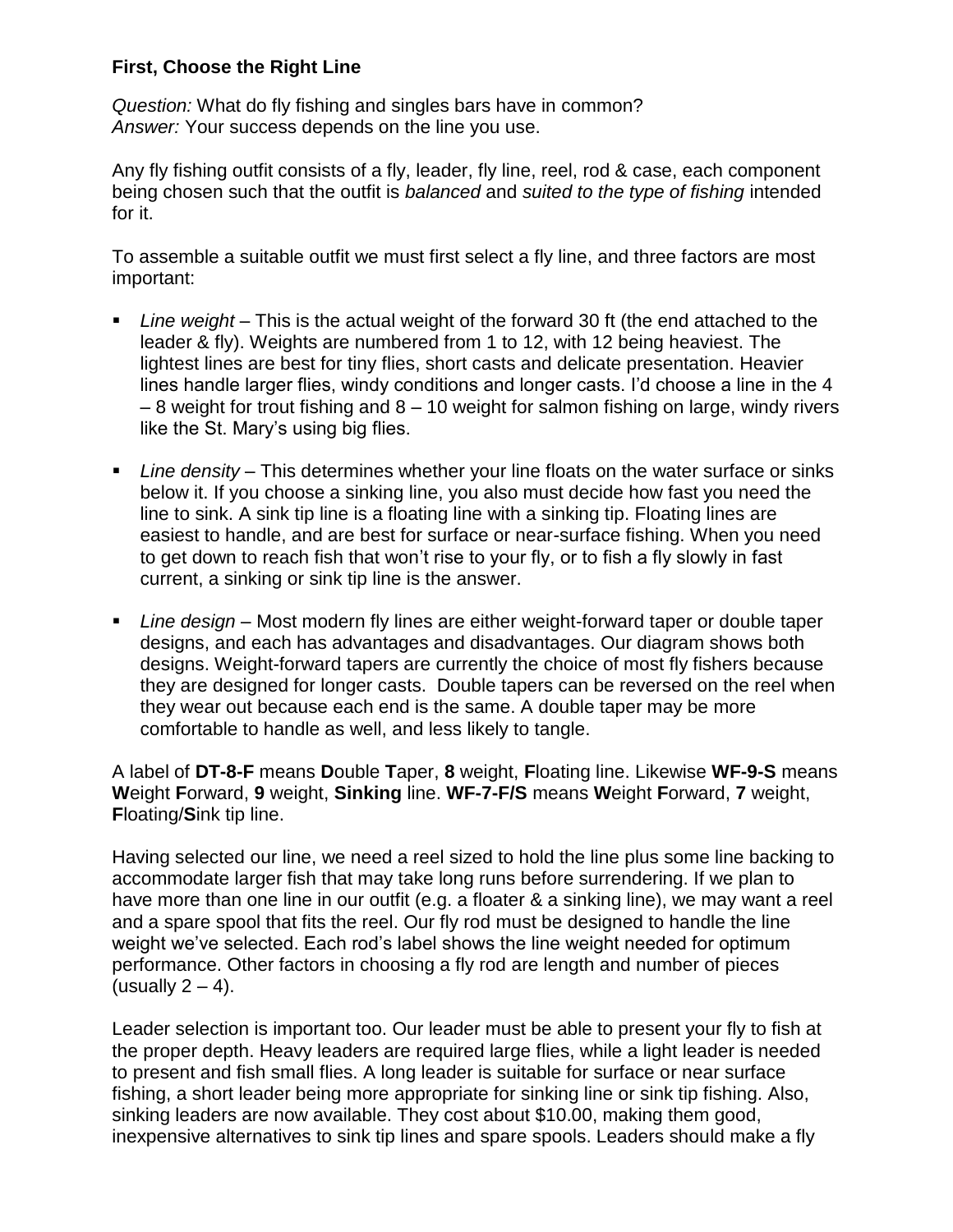### First, Choose the Right Line

*Question:* What do fly fishing and singles bars have in common?
*Answer:* Your success depends on the line you use.

Any fly fishing outfit consists of a fly, leader, fly line, reel, rod & case, each component being chosen such that the outfit is *balanced* and *suited to the type of fishing* intended for it.

To assemble a suitable outfit we must first select a fly line, and three factors are most important:

- *Line weight* – This is the actual weight of the forward 30 ft (the end attached to the leader & fly). Weights are numbered from 1 to 12, with 12 being heaviest. The lightest lines are best for tiny flies, short casts and delicate presentation. Heavier lines handle larger flies, windy conditions and longer casts. I'd choose a line in the 4 – 8 weight for trout fishing and 8 – 10 weight for salmon fishing on large, windy rivers like the St. Mary's using big flies.

- *Line density* – This determines whether your line floats on the water surface or sinks below it. If you choose a sinking line, you also must decide how fast you need the line to sink. A sink tip line is a floating line with a sinking tip. Floating lines are easiest to handle, and are best for surface or near-surface fishing. When you need to get down to reach fish that won't rise to your fly, or to fish a fly slowly in fast current, a sinking or sink tip line is the answer.

- *Line design* – Most modern fly lines are either weight-forward taper or double taper designs, and each has advantages and disadvantages. Our diagram shows both designs. Weight-forward tapers are currently the choice of most fly fishers because they are designed for longer casts. Double tapers can be reversed on the reel when they wear out because each end is the same. A double taper may be more comfortable to handle as well, and less likely to tangle.

A label of **DT-8-F** means **D**ouble **T**aper, **8** weight, **F**loating line. Likewise **WF-9-S** means **W**eight **F**orward, **9** weight, **Sinking** line. **WF-7-F/S** means **W**eight **F**orward, **7** weight, **F**loating/**S**ink tip line.

Having selected our line, we need a reel sized to hold the line plus some line backing to accommodate larger fish that may take long runs before surrendering. If we plan to have more than one line in our outfit (e.g. a floater & a sinking line), we may want a reel and a spare spool that fits the reel. Our fly rod must be designed to handle the line weight we've selected. Each rod's label shows the line weight needed for optimum performance. Other factors in choosing a fly rod are length and number of pieces (usually 2 – 4).

Leader selection is important too. Our leader must be able to present your fly to fish at the proper depth. Heavy leaders are required large flies, while a light leader is needed to present and fish small flies. A long leader is suitable for surface or near surface fishing, a short leader being more appropriate for sinking line or sink tip fishing. Also, sinking leaders are now available. They cost about $10.00, making them good, inexpensive alternatives to sink tip lines and spare spools. Leaders should make a fly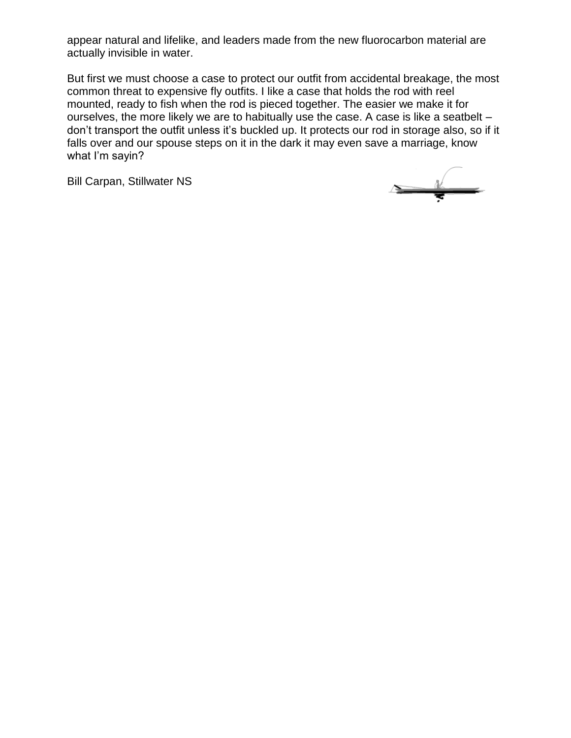appear natural and lifelike, and leaders made from the new fluorocarbon material are actually invisible in water.

But first we must choose a case to protect our outfit from accidental breakage, the most common threat to expensive fly outfits. I like a case that holds the rod with reel mounted, ready to fish when the rod is pieced together. The easier we make it for ourselves, the more likely we are to habitually use the case. A case is like a seatbelt – don't transport the outfit unless it's buckled up. It protects our rod in storage also, so if it falls over and our spouse steps on it in the dark it may even save a marriage, know what I'm sayin?

Bill Carpan, Stillwater NS